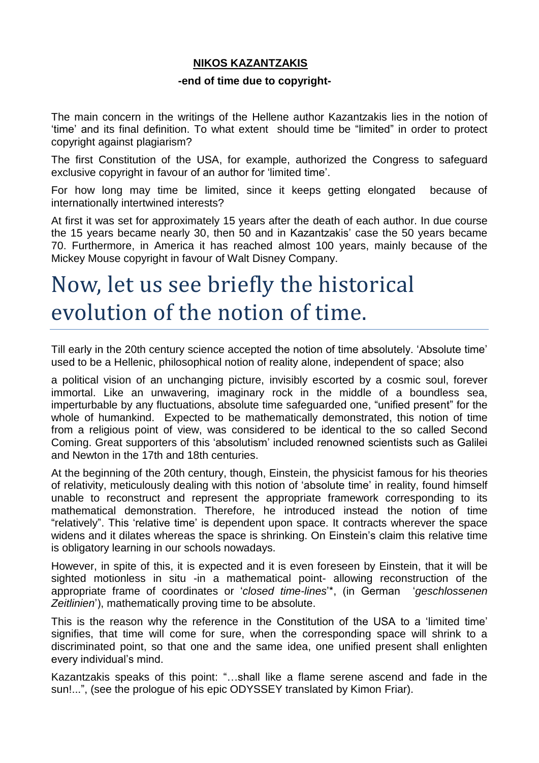**NIKOS KAZANTZAKIS**

**-end of time due to copyright-**

The main concern in the writings of the Hellene author Kazantzakis lies in the notion of 'time' and its final definition. To what extent should time be "limited" in order to protect copyright against plagiarism?

The first Constitution of the USA, for example, authorized the Congress to safeguard exclusive copyright in favour of an author for 'limited time'.

For how long may time be limited, since it keeps getting elongated because of internationally intertwined interests?

At first it was set for approximately 15 years after the death of each author. In due course the 15 years became nearly 30, then 50 and in Kazantzakis' case the 50 years became 70. Furthermore, in America it has reached almost 100 years, mainly because of the Mickey Mouse copyright in favour of Walt Disney Company.

# Now, let us see briefly the historical evolution of the notion of time.

Till early in the 20th century science accepted the notion of time absolutely. 'Absolute time' used to be a Hellenic, philosophical notion of reality alone, independent of space; also

a political vision of an unchanging picture, invisibly escorted by a cosmic soul, forever immortal. Like an unwavering, imaginary rock in the middle of a boundless sea, imperturbable by any fluctuations, absolute time safeguarded one, "unified present" for the whole of humankind. Expected to be mathematically demonstrated, this notion of time from a religious point of view, was considered to be identical to the so called Second Coming. Great supporters of this 'absolutism' included renowned scientists such as Galilei and Newton in the 17th and 18th centuries.

At the beginning of the 20th century, though, Einstein, the physicist famous for his theories of relativity, meticulously dealing with this notion of 'absolute time' in reality, found himself unable to reconstruct and represent the appropriate framework corresponding to its mathematical demonstration. Therefore, he introduced instead the notion of time "relatively". This 'relative time' is dependent upon space. It contracts wherever the space widens and it dilates whereas the space is shrinking. On Einstein's claim this relative time is obligatory learning in our schools nowadays.

However, in spite of this, it is expected and it is even foreseen by Einstein, that it will be sighted motionless in situ -in a mathematical point- allowing reconstruction of the appropriate frame of coordinates or '*closed time-lines*'*, (in German '*geschlossenen Zeitlinien*'), mathematically proving time to be absolute.

This is the reason why the reference in the Constitution of the USA to a 'limited time' signifies, that time will come for sure, when the corresponding space will shrink to a discriminated point, so that one and the same idea, one unified present shall enlighten every individual's mind.

Kazantzakis speaks of this point: "…shall like a flame serene ascend and fade in the sun!...", (see the prologue of his epic ODYSSEY translated by Kimon Friar).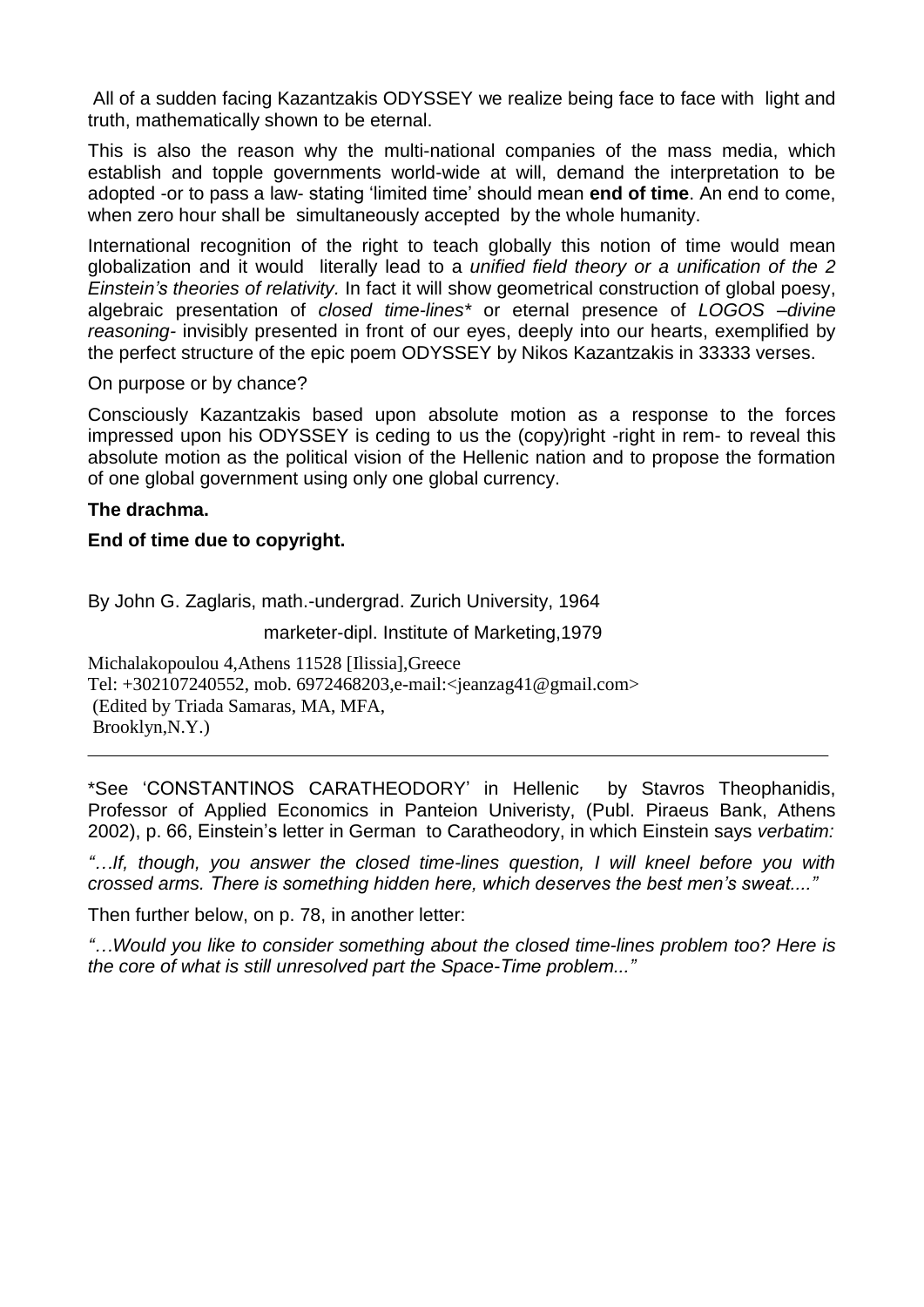All of a sudden facing Kazantzakis ODYSSEY we realize being face to face with light and truth, mathematically shown to be eternal.

This is also the reason why the multi-national companies of the mass media, which establish and topple governments world-wide at will, demand the interpretation to be adopted -or to pass a law- stating 'limited time' should mean **end of time**. An end to come, when zero hour shall be simultaneously accepted by the whole humanity.

International recognition of the right to teach globally this notion of time would mean globalization and it would literally lead to a *unified field theory or a unification of the 2 Einstein's theories of relativity.* In fact it will show geometrical construction of global poesy, algebraic presentation of *closed time-lines** or eternal presence of *LOGOS –divine reasoning-* invisibly presented in front of our eyes, deeply into our hearts, exemplified by the perfect structure of the epic poem ODYSSEY by Nikos Kazantzakis in 33333 verses.

On purpose or by chance?

Consciously Kazantzakis based upon absolute motion as a response to the forces impressed upon his ODYSSEY is ceding to us the (copy)right -right in rem- to reveal this absolute motion as the political vision of the Hellenic nation and to propose the formation of one global government using only one global currency.

**The drachma.**

**End of time due to copyright.**

By John G. Zaglaris, math.-undergrad. Zurich University, 1964

marketer-dipl. Institute of Marketing,1979

Michalakopoulou 4,Athens 11528 [Ilissia],Greece
Tel: +302107240552, mob. 6972468203,e-mail:<jeanzag41@gmail.com>
(Edited by Triada Samaras, MA, MFA,
Brooklyn,N.Y.)

---

*See 'CONSTANTINOS CARATHEODORY' in Hellenic by Stavros Theophanidis, Professor of Applied Economics in Panteion Univeristy, (Publ. Piraeus Bank, Athens 2002), p. 66, Einstein's letter in German to Caratheodory, in which Einstein says *verbatim:*

*"…If, though, you answer the closed time-lines question, I will kneel before you with crossed arms. There is something hidden here, which deserves the best men's sweat...."*

Then further below, on p. 78, in another letter:

*"…Would you like to consider something about the closed time-lines problem too? Here is the core of what is still unresolved part the Space-Time problem..."*